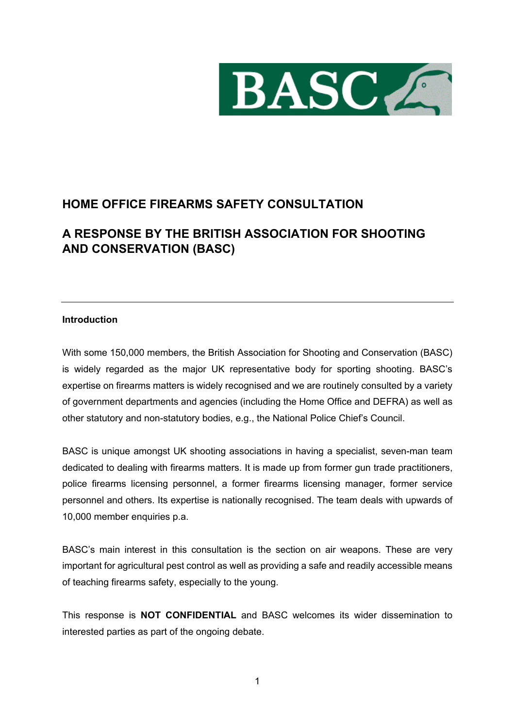# HOME OFFICE FIREARMS SAFETY CONSULTATION

# A RESPONSE BY THE BRITISH ASSOCIATION FOR SHOOTING AND CONSERVATION (BASC)

---

**Introduction**

With some 150,000 members, the British Association for Shooting and Conservation (BASC) is widely regarded as the major UK representative body for sporting shooting. BASC's expertise on firearms matters is widely recognised and we are routinely consulted by a variety of government departments and agencies (including the Home Office and DEFRA) as well as other statutory and non-statutory bodies, e.g., the National Police Chief's Council.

BASC is unique amongst UK shooting associations in having a specialist, seven-man team dedicated to dealing with firearms matters. It is made up from former gun trade practitioners, police firearms licensing personnel, a former firearms licensing manager, former service personnel and others. Its expertise is nationally recognised. The team deals with upwards of 10,000 member enquiries p.a.

BASC's main interest in this consultation is the section on air weapons. These are very important for agricultural pest control as well as providing a safe and readily accessible means of teaching firearms safety, especially to the young.

This response is **NOT CONFIDENTIAL** and BASC welcomes its wider dissemination to interested parties as part of the ongoing debate.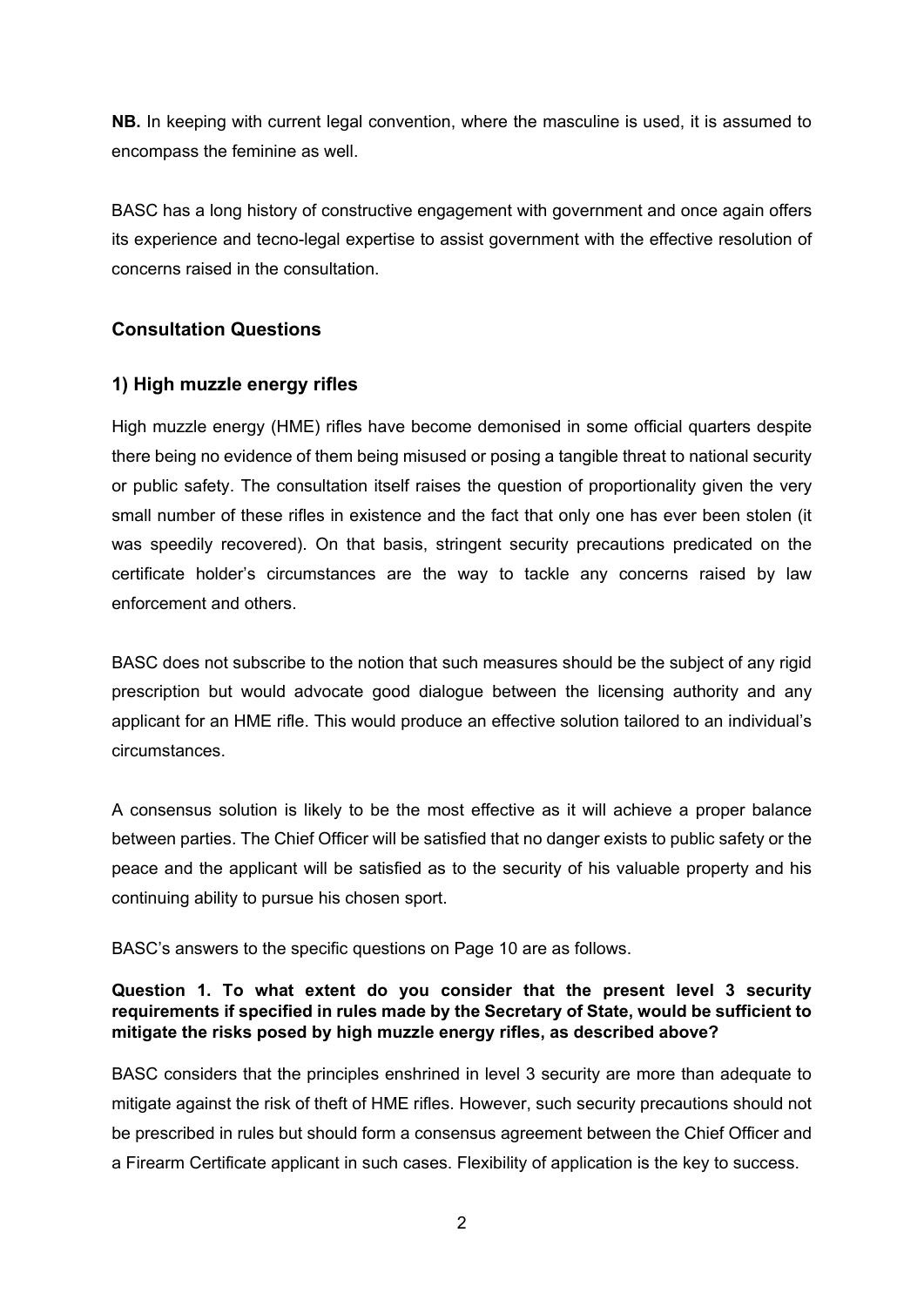**NB.** In keeping with current legal convention, where the masculine is used, it is assumed to encompass the feminine as well.

BASC has a long history of constructive engagement with government and once again offers its experience and tecno-legal expertise to assist government with the effective resolution of concerns raised in the consultation.

## Consultation Questions

### 1) High muzzle energy rifles

High muzzle energy (HME) rifles have become demonised in some official quarters despite there being no evidence of them being misused or posing a tangible threat to national security or public safety. The consultation itself raises the question of proportionality given the very small number of these rifles in existence and the fact that only one has ever been stolen (it was speedily recovered). On that basis, stringent security precautions predicated on the certificate holder's circumstances are the way to tackle any concerns raised by law enforcement and others.

BASC does not subscribe to the notion that such measures should be the subject of any rigid prescription but would advocate good dialogue between the licensing authority and any applicant for an HME rifle. This would produce an effective solution tailored to an individual's circumstances.

A consensus solution is likely to be the most effective as it will achieve a proper balance between parties. The Chief Officer will be satisfied that no danger exists to public safety or the peace and the applicant will be satisfied as to the security of his valuable property and his continuing ability to pursue his chosen sport.

BASC's answers to the specific questions on Page 10 are as follows.

**Question 1. To what extent do you consider that the present level 3 security requirements if specified in rules made by the Secretary of State, would be sufficient to mitigate the risks posed by high muzzle energy rifles, as described above?**

BASC considers that the principles enshrined in level 3 security are more than adequate to mitigate against the risk of theft of HME rifles. However, such security precautions should not be prescribed in rules but should form a consensus agreement between the Chief Officer and a Firearm Certificate applicant in such cases. Flexibility of application is the key to success.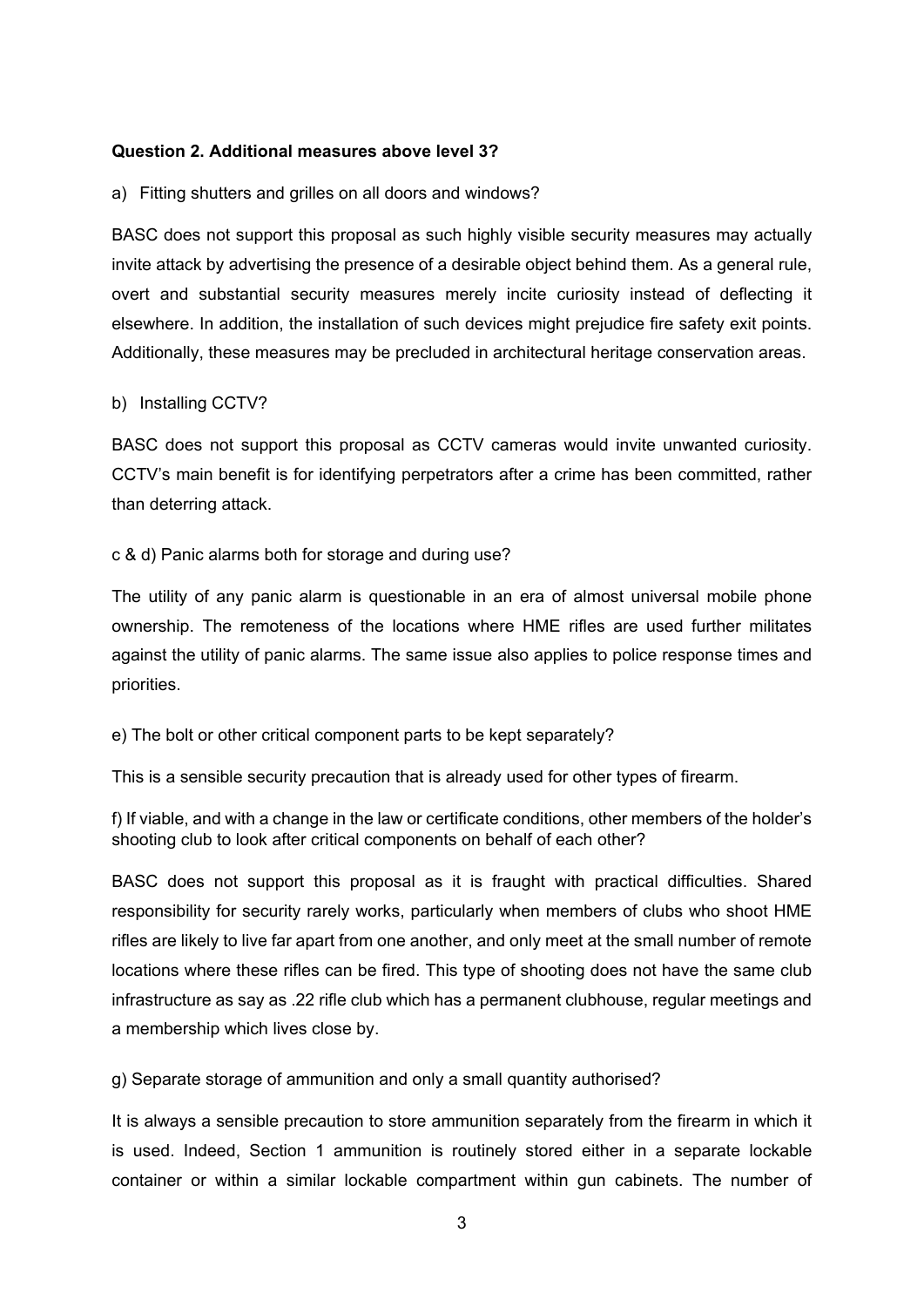**Question 2. Additional measures above level 3?**

a) Fitting shutters and grilles on all doors and windows?

BASC does not support this proposal as such highly visible security measures may actually invite attack by advertising the presence of a desirable object behind them. As a general rule, overt and substantial security measures merely incite curiosity instead of deflecting it elsewhere. In addition, the installation of such devices might prejudice fire safety exit points. Additionally, these measures may be precluded in architectural heritage conservation areas.

b) Installing CCTV?

BASC does not support this proposal as CCTV cameras would invite unwanted curiosity. CCTV's main benefit is for identifying perpetrators after a crime has been committed, rather than deterring attack.

c & d) Panic alarms both for storage and during use?

The utility of any panic alarm is questionable in an era of almost universal mobile phone ownership. The remoteness of the locations where HME rifles are used further militates against the utility of panic alarms. The same issue also applies to police response times and priorities.

e) The bolt or other critical component parts to be kept separately?

This is a sensible security precaution that is already used for other types of firearm.

f) If viable, and with a change in the law or certificate conditions, other members of the holder's shooting club to look after critical components on behalf of each other?

BASC does not support this proposal as it is fraught with practical difficulties. Shared responsibility for security rarely works, particularly when members of clubs who shoot HME rifles are likely to live far apart from one another, and only meet at the small number of remote locations where these rifles can be fired. This type of shooting does not have the same club infrastructure as say as .22 rifle club which has a permanent clubhouse, regular meetings and a membership which lives close by.

g) Separate storage of ammunition and only a small quantity authorised?

It is always a sensible precaution to store ammunition separately from the firearm in which it is used. Indeed, Section 1 ammunition is routinely stored either in a separate lockable container or within a similar lockable compartment within gun cabinets. The number of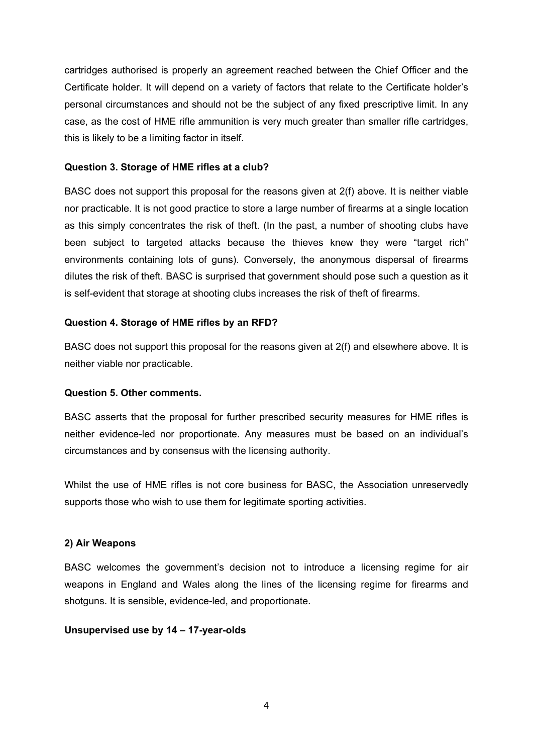cartridges authorised is properly an agreement reached between the Chief Officer and the Certificate holder. It will depend on a variety of factors that relate to the Certificate holder's personal circumstances and should not be the subject of any fixed prescriptive limit. In any case, as the cost of HME rifle ammunition is very much greater than smaller rifle cartridges, this is likely to be a limiting factor in itself.

**Question 3. Storage of HME rifles at a club?**

BASC does not support this proposal for the reasons given at 2(f) above. It is neither viable nor practicable. It is not good practice to store a large number of firearms at a single location as this simply concentrates the risk of theft. (In the past, a number of shooting clubs have been subject to targeted attacks because the thieves knew they were "target rich" environments containing lots of guns). Conversely, the anonymous dispersal of firearms dilutes the risk of theft. BASC is surprised that government should pose such a question as it is self-evident that storage at shooting clubs increases the risk of theft of firearms.

**Question 4. Storage of HME rifles by an RFD?**

BASC does not support this proposal for the reasons given at 2(f) and elsewhere above. It is neither viable nor practicable.

**Question 5. Other comments.**

BASC asserts that the proposal for further prescribed security measures for HME rifles is neither evidence-led nor proportionate. Any measures must be based on an individual's circumstances and by consensus with the licensing authority.

Whilst the use of HME rifles is not core business for BASC, the Association unreservedly supports those who wish to use them for legitimate sporting activities.

**2) Air Weapons**

BASC welcomes the government's decision not to introduce a licensing regime for air weapons in England and Wales along the lines of the licensing regime for firearms and shotguns. It is sensible, evidence-led, and proportionate.

**Unsupervised use by 14 – 17-year-olds**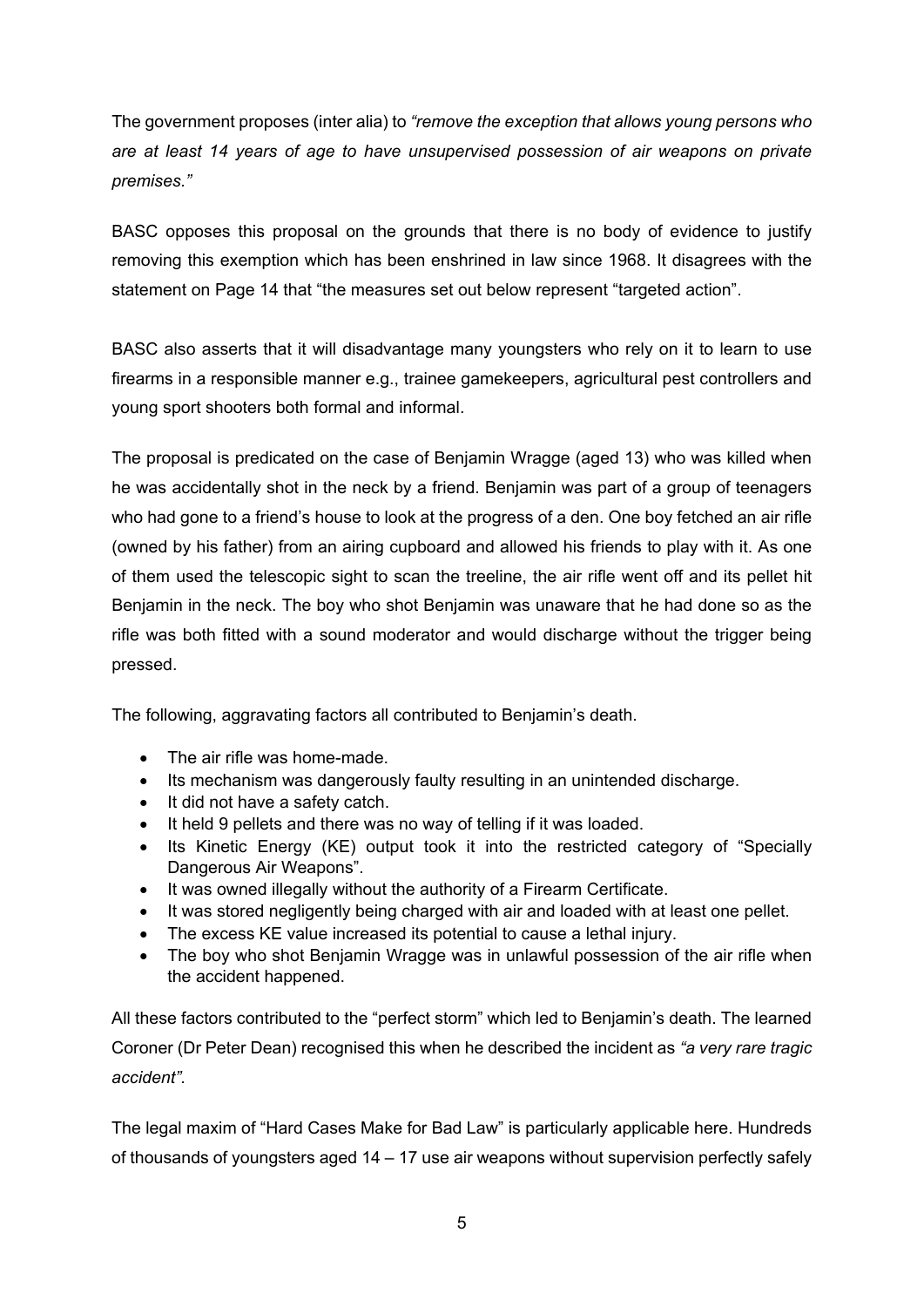The government proposes (inter alia) to *"remove the exception that allows young persons who are at least 14 years of age to have unsupervised possession of air weapons on private premises."*

BASC opposes this proposal on the grounds that there is no body of evidence to justify removing this exemption which has been enshrined in law since 1968. It disagrees with the statement on Page 14 that "the measures set out below represent "targeted action".

BASC also asserts that it will disadvantage many youngsters who rely on it to learn to use firearms in a responsible manner e.g., trainee gamekeepers, agricultural pest controllers and young sport shooters both formal and informal.

The proposal is predicated on the case of Benjamin Wragge (aged 13) who was killed when he was accidentally shot in the neck by a friend. Benjamin was part of a group of teenagers who had gone to a friend's house to look at the progress of a den. One boy fetched an air rifle (owned by his father) from an airing cupboard and allowed his friends to play with it. As one of them used the telescopic sight to scan the treeline, the air rifle went off and its pellet hit Benjamin in the neck. The boy who shot Benjamin was unaware that he had done so as the rifle was both fitted with a sound moderator and would discharge without the trigger being pressed.

The following, aggravating factors all contributed to Benjamin's death.

- The air rifle was home-made.
- Its mechanism was dangerously faulty resulting in an unintended discharge.
- It did not have a safety catch.
- It held 9 pellets and there was no way of telling if it was loaded.
- Its Kinetic Energy (KE) output took it into the restricted category of "Specially Dangerous Air Weapons".
- It was owned illegally without the authority of a Firearm Certificate.
- It was stored negligently being charged with air and loaded with at least one pellet.
- The excess KE value increased its potential to cause a lethal injury.
- The boy who shot Benjamin Wragge was in unlawful possession of the air rifle when the accident happened.

All these factors contributed to the "perfect storm" which led to Benjamin's death. The learned Coroner (Dr Peter Dean) recognised this when he described the incident as *"a very rare tragic accident".*

The legal maxim of "Hard Cases Make for Bad Law" is particularly applicable here. Hundreds of thousands of youngsters aged 14 – 17 use air weapons without supervision perfectly safely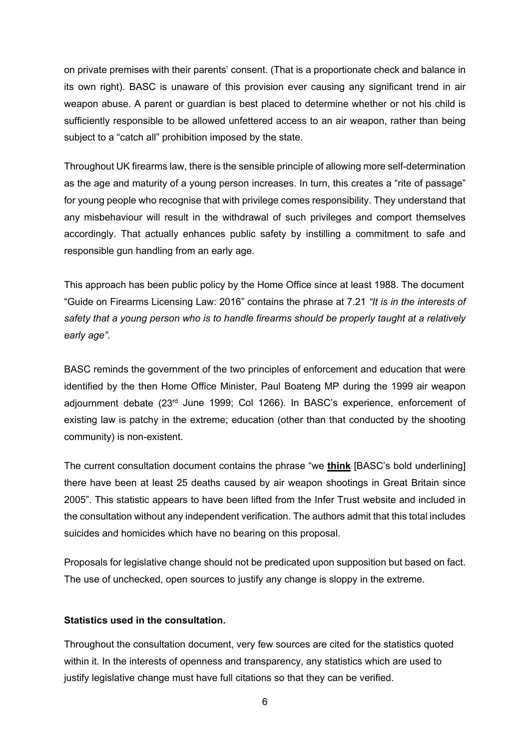on private premises with their parents' consent. (That is a proportionate check and balance in its own right). BASC is unaware of this provision ever causing any significant trend in air weapon abuse. A parent or guardian is best placed to determine whether or not his child is sufficiently responsible to be allowed unfettered access to an air weapon, rather than being subject to a "catch all" prohibition imposed by the state.

Throughout UK firearms law, there is the sensible principle of allowing more self-determination as the age and maturity of a young person increases. In turn, this creates a "rite of passage" for young people who recognise that with privilege comes responsibility. They understand that any misbehaviour will result in the withdrawal of such privileges and comport themselves accordingly. That actually enhances public safety by instilling a commitment to safe and responsible gun handling from an early age.

This approach has been public policy by the Home Office since at least 1988. The document "Guide on Firearms Licensing Law: 2016" contains the phrase at 7.21 *"It is in the interests of safety that a young person who is to handle firearms should be properly taught at a relatively early age".*

BASC reminds the government of the two principles of enforcement and education that were identified by the then Home Office Minister, Paul Boateng MP during the 1999 air weapon adjournment debate (23rd June 1999; Col 1266). In BASC's experience, enforcement of existing law is patchy in the extreme; education (other than that conducted by the shooting community) is non-existent.

The current consultation document contains the phrase "we <u>**think**</u> [BASC's bold underlining] there have been at least 25 deaths caused by air weapon shootings in Great Britain since 2005". This statistic appears to have been lifted from the Infer Trust website and included in the consultation without any independent verification. The authors admit that this total includes suicides and homicides which have no bearing on this proposal.

Proposals for legislative change should not be predicated upon supposition but based on fact. The use of unchecked, open sources to justify any change is sloppy in the extreme.

**Statistics used in the consultation.**

Throughout the consultation document, very few sources are cited for the statistics quoted within it. In the interests of openness and transparency, any statistics which are used to justify legislative change must have full citations so that they can be verified.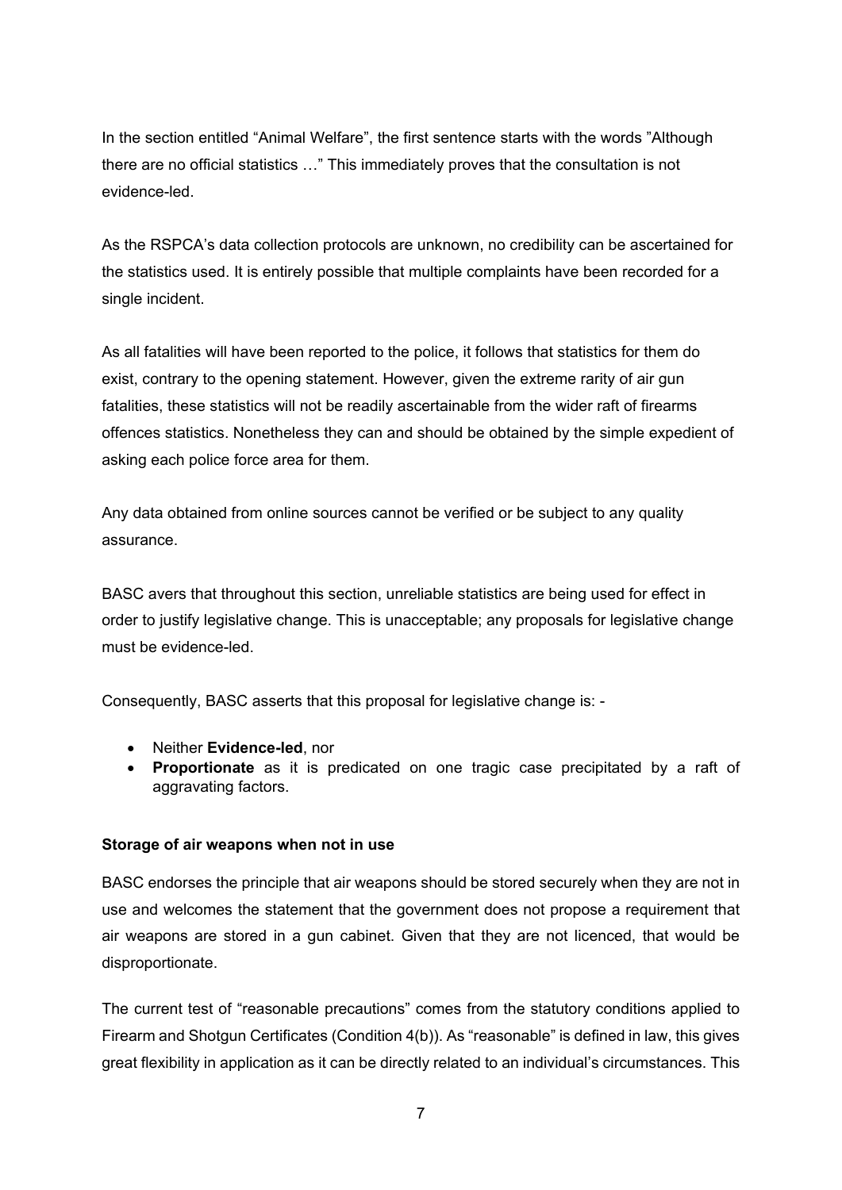In the section entitled "Animal Welfare", the first sentence starts with the words "Although there are no official statistics …" This immediately proves that the consultation is not evidence-led.

As the RSPCA's data collection protocols are unknown, no credibility can be ascertained for the statistics used. It is entirely possible that multiple complaints have been recorded for a single incident.

As all fatalities will have been reported to the police, it follows that statistics for them do exist, contrary to the opening statement. However, given the extreme rarity of air gun fatalities, these statistics will not be readily ascertainable from the wider raft of firearms offences statistics. Nonetheless they can and should be obtained by the simple expedient of asking each police force area for them.

Any data obtained from online sources cannot be verified or be subject to any quality assurance.

BASC avers that throughout this section, unreliable statistics are being used for effect in order to justify legislative change. This is unacceptable; any proposals for legislative change must be evidence-led.

Consequently, BASC asserts that this proposal for legislative change is: -

- Neither **Evidence-led**, nor
- **Proportionate** as it is predicated on one tragic case precipitated by a raft of aggravating factors.

**Storage of air weapons when not in use**

BASC endorses the principle that air weapons should be stored securely when they are not in use and welcomes the statement that the government does not propose a requirement that air weapons are stored in a gun cabinet. Given that they are not licenced, that would be disproportionate.

The current test of "reasonable precautions" comes from the statutory conditions applied to Firearm and Shotgun Certificates (Condition 4(b)). As "reasonable" is defined in law, this gives great flexibility in application as it can be directly related to an individual's circumstances. This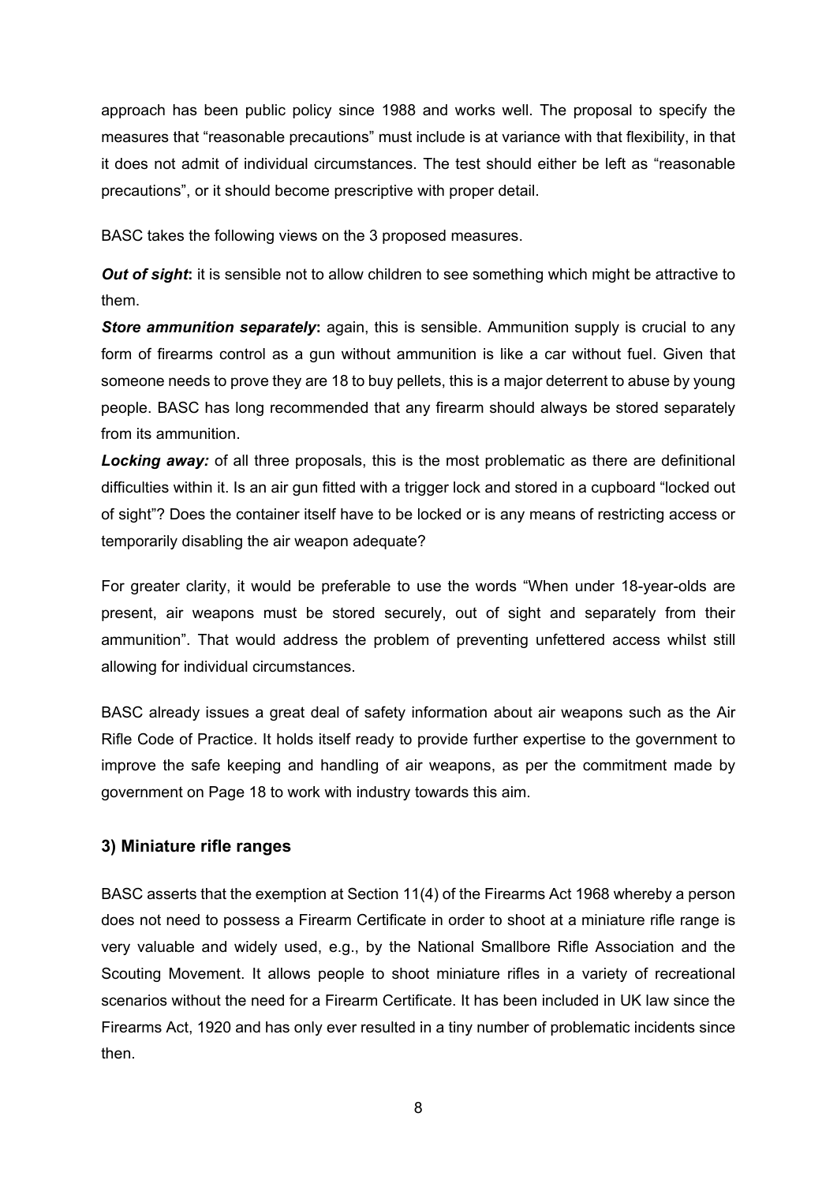approach has been public policy since 1988 and works well. The proposal to specify the measures that "reasonable precautions" must include is at variance with that flexibility, in that it does not admit of individual circumstances. The test should either be left as "reasonable precautions", or it should become prescriptive with proper detail.

BASC takes the following views on the 3 proposed measures.

***Out of sight*:** it is sensible not to allow children to see something which might be attractive to them.

***Store ammunition separately*:** again, this is sensible. Ammunition supply is crucial to any form of firearms control as a gun without ammunition is like a car without fuel. Given that someone needs to prove they are 18 to buy pellets, this is a major deterrent to abuse by young people. BASC has long recommended that any firearm should always be stored separately from its ammunition.

***Locking away:*** of all three proposals, this is the most problematic as there are definitional difficulties within it. Is an air gun fitted with a trigger lock and stored in a cupboard "locked out of sight"? Does the container itself have to be locked or is any means of restricting access or temporarily disabling the air weapon adequate?

For greater clarity, it would be preferable to use the words "When under 18-year-olds are present, air weapons must be stored securely, out of sight and separately from their ammunition". That would address the problem of preventing unfettered access whilst still allowing for individual circumstances.

BASC already issues a great deal of safety information about air weapons such as the Air Rifle Code of Practice. It holds itself ready to provide further expertise to the government to improve the safe keeping and handling of air weapons, as per the commitment made by government on Page 18 to work with industry towards this aim.

### 3) Miniature rifle ranges

BASC asserts that the exemption at Section 11(4) of the Firearms Act 1968 whereby a person does not need to possess a Firearm Certificate in order to shoot at a miniature rifle range is very valuable and widely used, e.g., by the National Smallbore Rifle Association and the Scouting Movement. It allows people to shoot miniature rifles in a variety of recreational scenarios without the need for a Firearm Certificate. It has been included in UK law since the Firearms Act, 1920 and has only ever resulted in a tiny number of problematic incidents since then.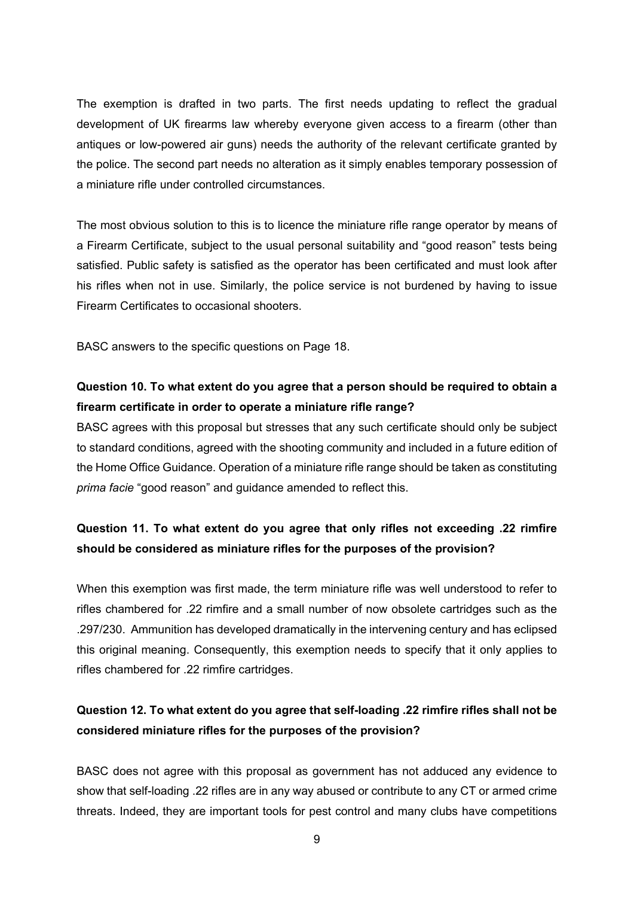The exemption is drafted in two parts. The first needs updating to reflect the gradual development of UK firearms law whereby everyone given access to a firearm (other than antiques or low-powered air guns) needs the authority of the relevant certificate granted by the police. The second part needs no alteration as it simply enables temporary possession of a miniature rifle under controlled circumstances.

The most obvious solution to this is to licence the miniature rifle range operator by means of a Firearm Certificate, subject to the usual personal suitability and "good reason" tests being satisfied. Public safety is satisfied as the operator has been certificated and must look after his rifles when not in use. Similarly, the police service is not burdened by having to issue Firearm Certificates to occasional shooters.

BASC answers to the specific questions on Page 18.

**Question 10. To what extent do you agree that a person should be required to obtain a firearm certificate in order to operate a miniature rifle range?**

BASC agrees with this proposal but stresses that any such certificate should only be subject to standard conditions, agreed with the shooting community and included in a future edition of the Home Office Guidance. Operation of a miniature rifle range should be taken as constituting *prima facie* "good reason" and guidance amended to reflect this.

**Question 11. To what extent do you agree that only rifles not exceeding .22 rimfire should be considered as miniature rifles for the purposes of the provision?**

When this exemption was first made, the term miniature rifle was well understood to refer to rifles chambered for .22 rimfire and a small number of now obsolete cartridges such as the .297/230. Ammunition has developed dramatically in the intervening century and has eclipsed this original meaning. Consequently, this exemption needs to specify that it only applies to rifles chambered for .22 rimfire cartridges.

**Question 12. To what extent do you agree that self-loading .22 rimfire rifles shall not be considered miniature rifles for the purposes of the provision?**

BASC does not agree with this proposal as government has not adduced any evidence to show that self-loading .22 rifles are in any way abused or contribute to any CT or armed crime threats. Indeed, they are important tools for pest control and many clubs have competitions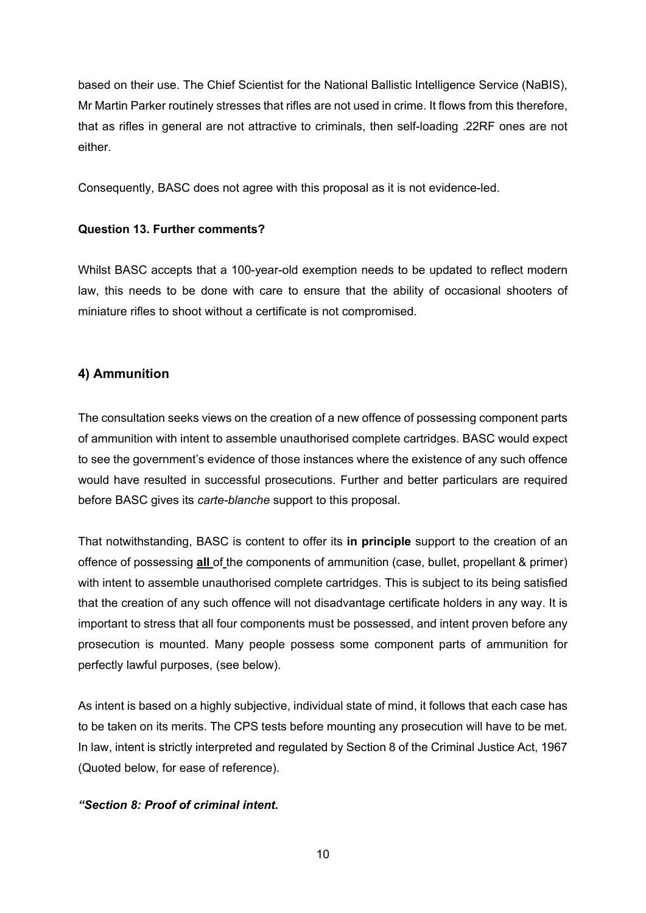based on their use. The Chief Scientist for the National Ballistic Intelligence Service (NaBIS), Mr Martin Parker routinely stresses that rifles are not used in crime. It flows from this therefore, that as rifles in general are not attractive to criminals, then self-loading .22RF ones are not either.

Consequently, BASC does not agree with this proposal as it is not evidence-led.

**Question 13. Further comments?**

Whilst BASC accepts that a 100-year-old exemption needs to be updated to reflect modern law, this needs to be done with care to ensure that the ability of occasional shooters of miniature rifles to shoot without a certificate is not compromised.

## 4) Ammunition

The consultation seeks views on the creation of a new offence of possessing component parts of ammunition with intent to assemble unauthorised complete cartridges. BASC would expect to see the government's evidence of those instances where the existence of any such offence would have resulted in successful prosecutions. Further and better particulars are required before BASC gives its *carte-blanche* support to this proposal.

That notwithstanding, BASC is content to offer its **in principle** support to the creation of an offence of possessing **<u>all</u>** of the components of ammunition (case, bullet, propellant & primer) with intent to assemble unauthorised complete cartridges. This is subject to its being satisfied that the creation of any such offence will not disadvantage certificate holders in any way. It is important to stress that all four components must be possessed, and intent proven before any prosecution is mounted. Many people possess some component parts of ammunition for perfectly lawful purposes, (see below).

As intent is based on a highly subjective, individual state of mind, it follows that each case has to be taken on its merits. The CPS tests before mounting any prosecution will have to be met. In law, intent is strictly interpreted and regulated by Section 8 of the Criminal Justice Act, 1967 (Quoted below, for ease of reference).

***"Section 8: Proof of criminal intent.***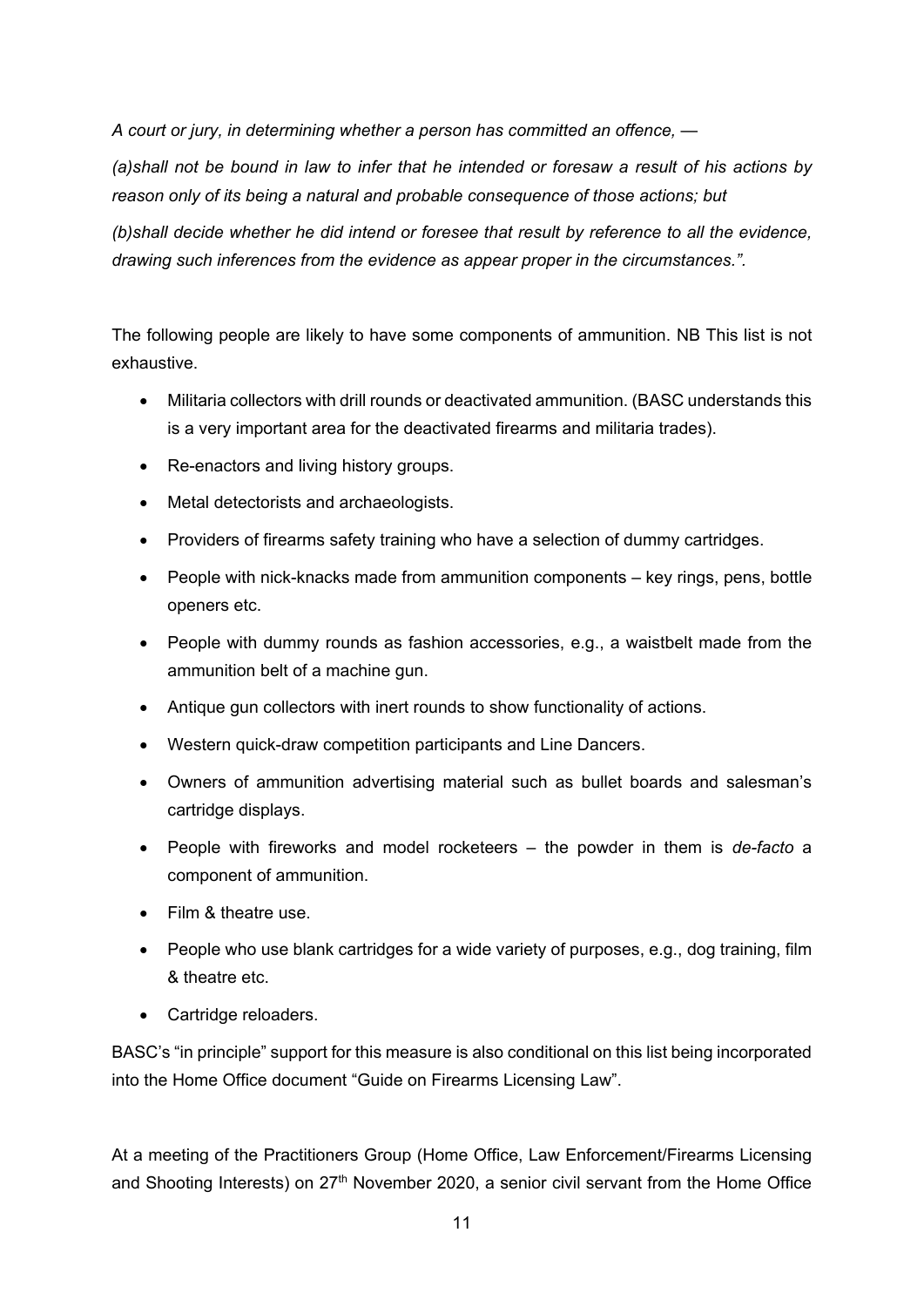*A court or jury, in determining whether a person has committed an offence, —*

*(a)shall not be bound in law to infer that he intended or foresaw a result of his actions by reason only of its being a natural and probable consequence of those actions; but*

*(b)shall decide whether he did intend or foresee that result by reference to all the evidence, drawing such inferences from the evidence as appear proper in the circumstances.".*

The following people are likely to have some components of ammunition. NB This list is not exhaustive.

- Militaria collectors with drill rounds or deactivated ammunition. (BASC understands this is a very important area for the deactivated firearms and militaria trades).
- Re-enactors and living history groups.
- Metal detectorists and archaeologists.
- Providers of firearms safety training who have a selection of dummy cartridges.
- People with nick-knacks made from ammunition components – key rings, pens, bottle openers etc.
- People with dummy rounds as fashion accessories, e.g., a waistbelt made from the ammunition belt of a machine gun.
- Antique gun collectors with inert rounds to show functionality of actions.
- Western quick-draw competition participants and Line Dancers.
- Owners of ammunition advertising material such as bullet boards and salesman's cartridge displays.
- People with fireworks and model rocketeers – the powder in them is *de-facto* a component of ammunition.
- Film & theatre use.
- People who use blank cartridges for a wide variety of purposes, e.g., dog training, film & theatre etc.
- Cartridge reloaders.

BASC's "in principle" support for this measure is also conditional on this list being incorporated into the Home Office document "Guide on Firearms Licensing Law".

At a meeting of the Practitioners Group (Home Office, Law Enforcement/Firearms Licensing and Shooting Interests) on 27th November 2020, a senior civil servant from the Home Office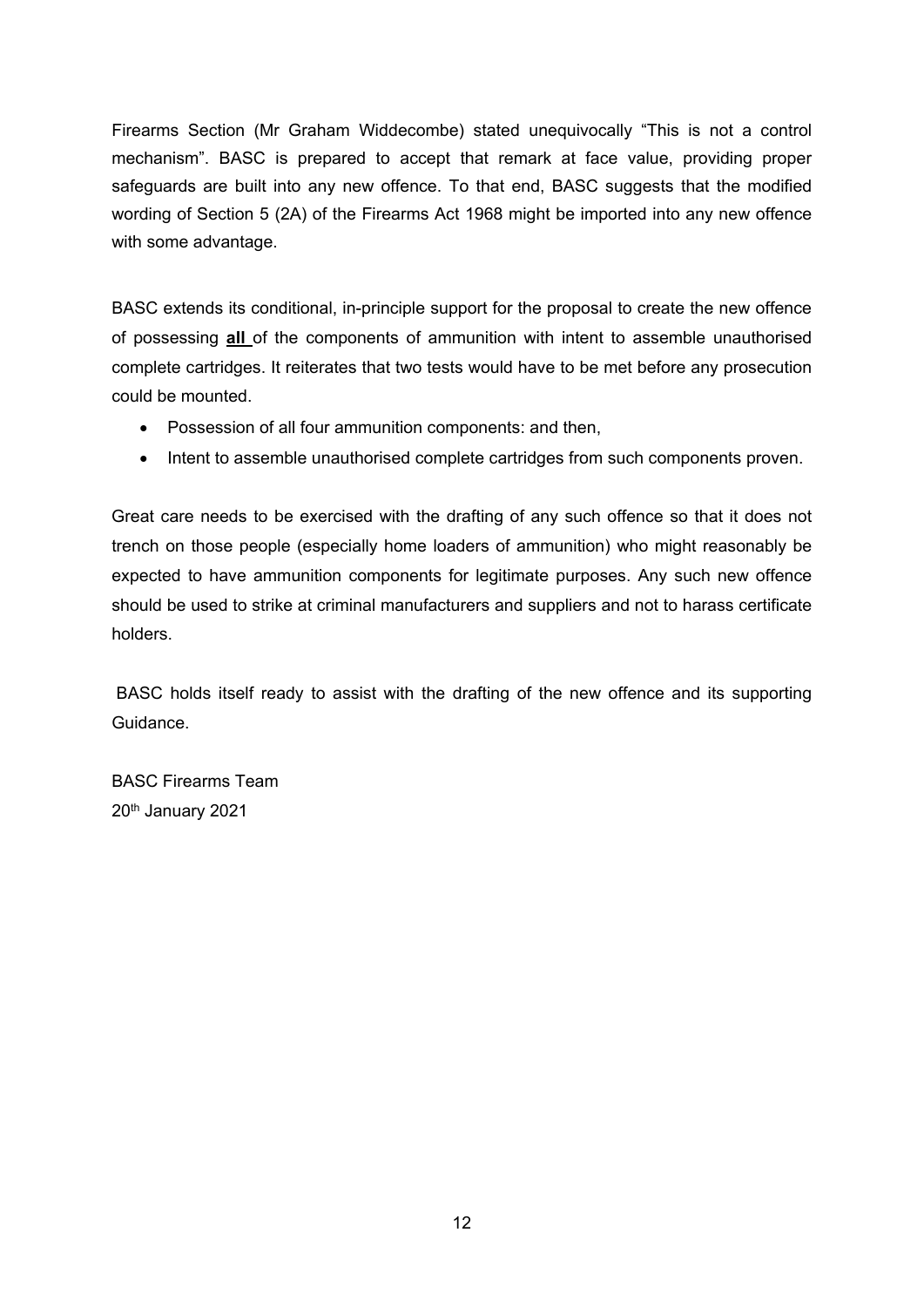Firearms Section (Mr Graham Widdecombe) stated unequivocally "This is not a control mechanism". BASC is prepared to accept that remark at face value, providing proper safeguards are built into any new offence. To that end, BASC suggests that the modified wording of Section 5 (2A) of the Firearms Act 1968 might be imported into any new offence with some advantage.

BASC extends its conditional, in-principle support for the proposal to create the new offence of possessing **all** of the components of ammunition with intent to assemble unauthorised complete cartridges. It reiterates that two tests would have to be met before any prosecution could be mounted.

- Possession of all four ammunition components: and then,
- Intent to assemble unauthorised complete cartridges from such components proven.

Great care needs to be exercised with the drafting of any such offence so that it does not trench on those people (especially home loaders of ammunition) who might reasonably be expected to have ammunition components for legitimate purposes. Any such new offence should be used to strike at criminal manufacturers and suppliers and not to harass certificate holders.

BASC holds itself ready to assist with the drafting of the new offence and its supporting Guidance.

BASC Firearms Team
20th January 2021